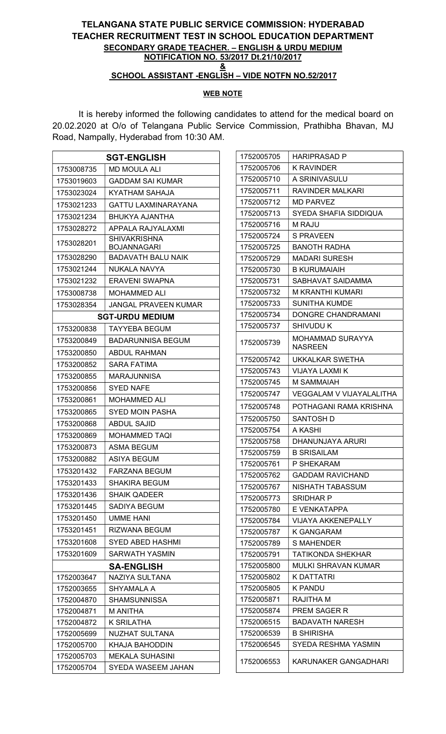# TELANGANA STATE PUBLIC SERVICE COMMISSION: HYDERABAD
## TEACHER RECRUITMENT TEST IN SCHOOL EDUCATION DEPARTMENT
### SECONDARY GRADE TEACHER. – ENGLISH & URDU MEDIUM
### NOTIFICATION NO. 53/2017 Dt.21/10/2017
### &
### SCHOOL ASSISTANT -ENGLISH – VIDE NOTFN NO.52/2017

**WEB NOTE**

It is hereby informed the following candidates to attend for the medical board on 20.02.2020 at O/o of Telangana Public Service Commission, Prathibha Bhavan, MJ Road, Nampally, Hyderabad from 10:30 AM.

| SGT-ENGLISH | |
|---|---|
| 1753008735 | MD MOULA ALI |
| 1753019603 | GADDAM SAI KUMAR |
| 1753023024 | KYATHAM SAHAJA |
| 1753021233 | GATTU LAXMINARAYANA |
| 1753021234 | BHUKYA AJANTHA |
| 1753028272 | APPALA RAJYALAXMI |
| 1753028201 | SHIVAKRISHNA BOJANNAGARI |
| 1753028290 | BADAVATH BALU NAIK |
| 1753021244 | NUKALA NAVYA |
| 1753021232 | ERAVENI SWAPNA |
| 1753008738 | MOHAMMED ALI |
| 1753028354 | JANGAL PRAVEEN KUMAR |
| **SGT-URDU MEDIUM** | |
| 1753200838 | TAYYEBA BEGUM |
| 1753200849 | BADARUNNISA BEGUM |
| 1753200850 | ABDUL RAHMAN |
| 1753200852 | SARA FATIMA |
| 1753200855 | MARAJUNNISA |
| 1753200856 | SYED NAFE |
| 1753200861 | MOHAMMED ALI |
| 1753200865 | SYED MOIN PASHA |
| 1753200868 | ABDUL SAJID |
| 1753200869 | MOHAMMED TAQI |
| 1753200873 | ASMA BEGUM |
| 1753200882 | ASIYA BEGUM |
| 1753201432 | FARZANA BEGUM |
| 1753201433 | SHAKIRA BEGUM |
| 1753201436 | SHAIK QADEER |
| 1753201445 | SADIYA BEGUM |
| 1753201450 | UMME HANI |
| 1753201451 | RIZWANA BEGUM |
| 1753201608 | SYED ABED HASHMI |
| 1753201609 | SARWATH YASMIN |
| **SA-ENGLISH** | |
| 1752003647 | NAZIYA SULTANA |
| 1752003655 | SHYAMALA A |
| 1752004870 | SHAMSUNNISSA |
| 1752004871 | M ANITHA |
| 1752004872 | K SRILATHA |
| 1752005699 | NUZHAT SULTANA |
| 1752005700 | KHAJA BAHODDIN |
| 1752005703 | MEKALA SUHASINI |
| 1752005704 | SYEDA WASEEM JAHAN |
| 1752005705 | HARIPRASAD P |
| 1752005706 | K RAVINDER |
| 1752005710 | A SRINIVASULU |
| 1752005711 | RAVINDER MALKARI |
| 1752005712 | MD PARVEZ |
| 1752005713 | SYEDA SHAFIA SIDDIQUA |
| 1752005716 | M RAJU |
| 1752005724 | S PRAVEEN |
| 1752005725 | BANOTH RADHA |
| 1752005729 | MADARI SURESH |
| 1752005730 | B KURUMAIAH |
| 1752005731 | SABHAVAT SAIDAMMA |
| 1752005732 | M KRANTHI KUMARI |
| 1752005733 | SUNITHA KUMDE |
| 1752005734 | DONGRE CHANDRAMANI |
| 1752005737 | SHIVUDU K |
| 1752005739 | MOHAMMAD SURAYYA NASREEN |
| 1752005742 | UKKALKAR SWETHA |
| 1752005743 | VIJAYA LAXMI K |
| 1752005745 | M SAMMAIAH |
| 1752005747 | VEGGALAM V VIJAYALALITHA |
| 1752005748 | POTHAGANI RAMA KRISHNA |
| 1752005750 | SANTOSH D |
| 1752005754 | A KASHI |
| 1752005758 | DHANUNJAYA ARURI |
| 1752005759 | B SRISAILAM |
| 1752005761 | P SHEKARAM |
| 1752005762 | GADDAM RAVICHAND |
| 1752005767 | NISHATH TABASSUM |
| 1752005773 | SRIDHAR P |
| 1752005780 | E VENKATAPPA |
| 1752005784 | VIJAYA AKKENEPALLY |
| 1752005787 | K GANGARAM |
| 1752005789 | S MAHENDER |
| 1752005791 | TATIKONDA SHEKHAR |
| 1752005800 | MULKI SHRAVAN KUMAR |
| 1752005802 | K DATTATRI |
| 1752005805 | K PANDU |
| 1752005871 | RAJITHA M |
| 1752005874 | PREM SAGER R |
| 1752006515 | BADAVATH NARESH |
| 1752006539 | B SHIRISHA |
| 1752006545 | SYEDA RESHMA YASMIN |
| 1752006553 | KARUNAKER GANGADHARI |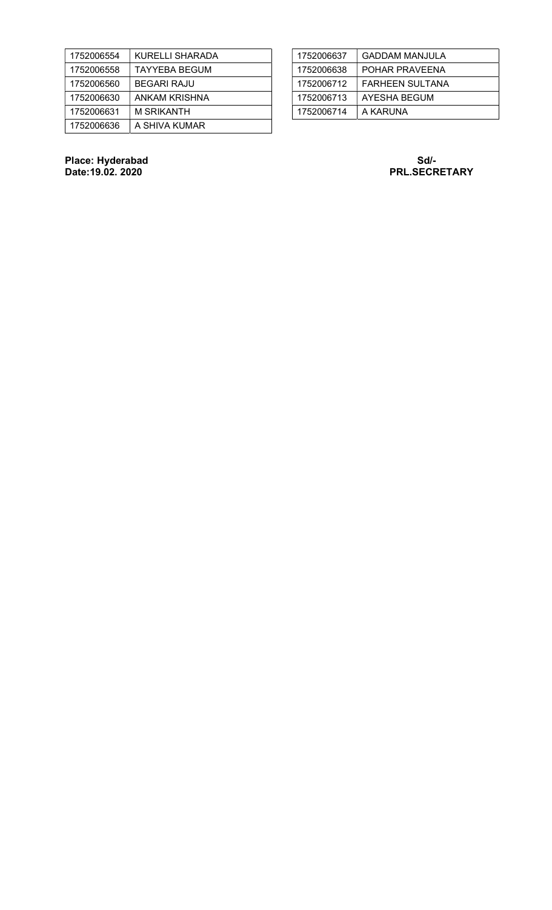| | |
|---|---|
| 1752006554 | KURELLI SHARADA |
| 1752006558 | TAYYEBA BEGUM |
| 1752006560 | BEGARI RAJU |
| 1752006630 | ANKAM KRISHNA |
| 1752006631 | M SRIKANTH |
| 1752006636 | A SHIVA KUMAR |

| | |
|---|---|
| 1752006637 | GADDAM MANJULA |
| 1752006638 | POHAR PRAVEENA |
| 1752006712 | FARHEEN SULTANA |
| 1752006713 | AYESHA BEGUM |
| 1752006714 | A KARUNA |

**Place: Hyderabad**
**Date:19.02. 2020**

**Sd/-**
**PRL.SECRETARY**